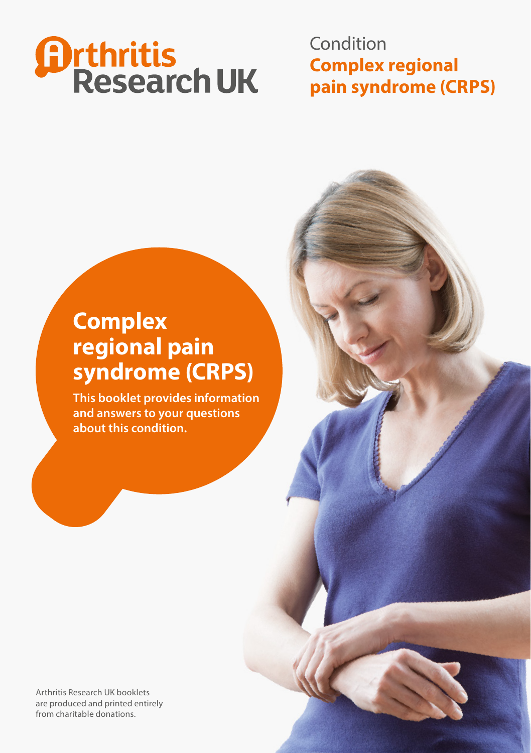Arthritis Research UK

Condition
**Complex regional pain syndrome (CRPS)**

# Complex regional pain syndrome (CRPS)

**This booklet provides information and answers to your questions about this condition.**

Arthritis Research UK booklets are produced and printed entirely from charitable donations.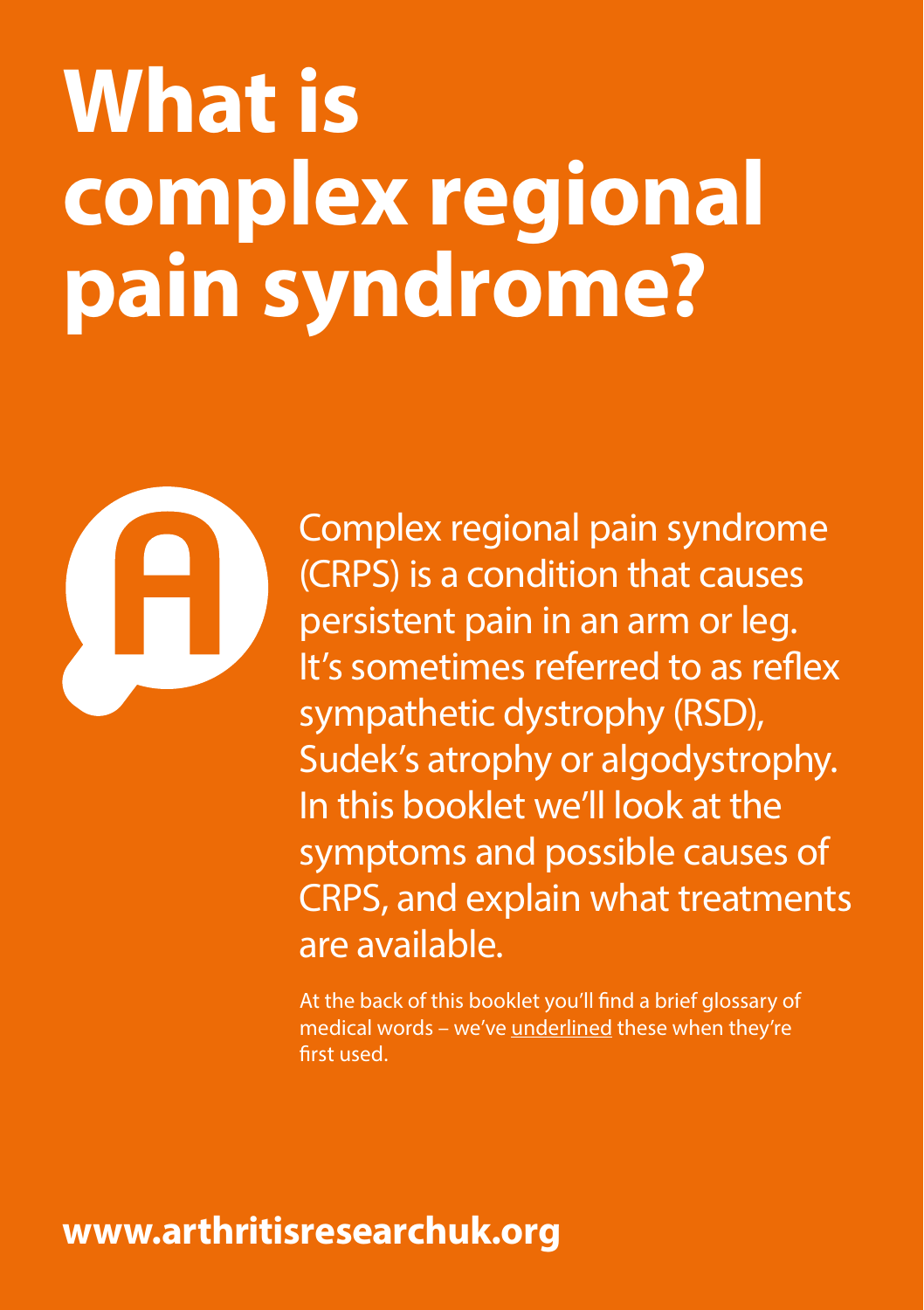# What is complex regional pain syndrome?

Complex regional pain syndrome (CRPS) is a condition that causes persistent pain in an arm or leg. It's sometimes referred to as reflex sympathetic dystrophy (RSD), Sudek's atrophy or algodystrophy. In this booklet we'll look at the symptoms and possible causes of CRPS, and explain what treatments are available.

At the back of this booklet you'll find a brief glossary of medical words – we've underlined these when they're first used.

**www.arthritisresearchuk.org**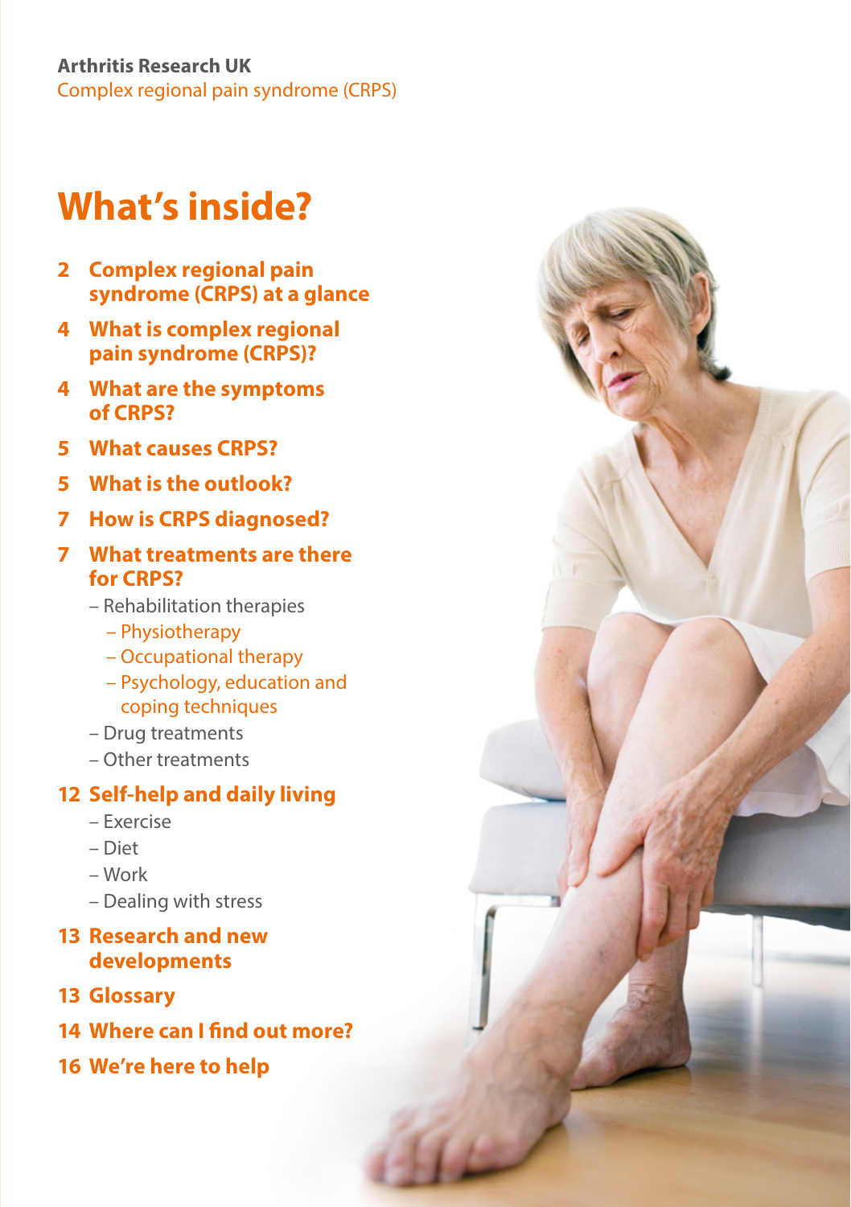# What's inside?

- 2 **Complex regional pain syndrome (CRPS) at a glance**
- 4 **What is complex regional pain syndrome (CRPS)?**
- 4 **What are the symptoms of CRPS?**
- 5 **What causes CRPS?**
- 5 **What is the outlook?**
- 7 **How is CRPS diagnosed?**
- 7 **What treatments are there for CRPS?**
  - Rehabilitation therapies
    - Physiotherapy
    - Occupational therapy
    - Psychology, education and coping techniques
  - Drug treatments
  - Other treatments
- 12 **Self-help and daily living**
  - Exercise
  - Diet
  - Work
  - Dealing with stress
- 13 **Research and new developments**
- 13 **Glossary**
- 14 **Where can I find out more?**
- 16 **We're here to help**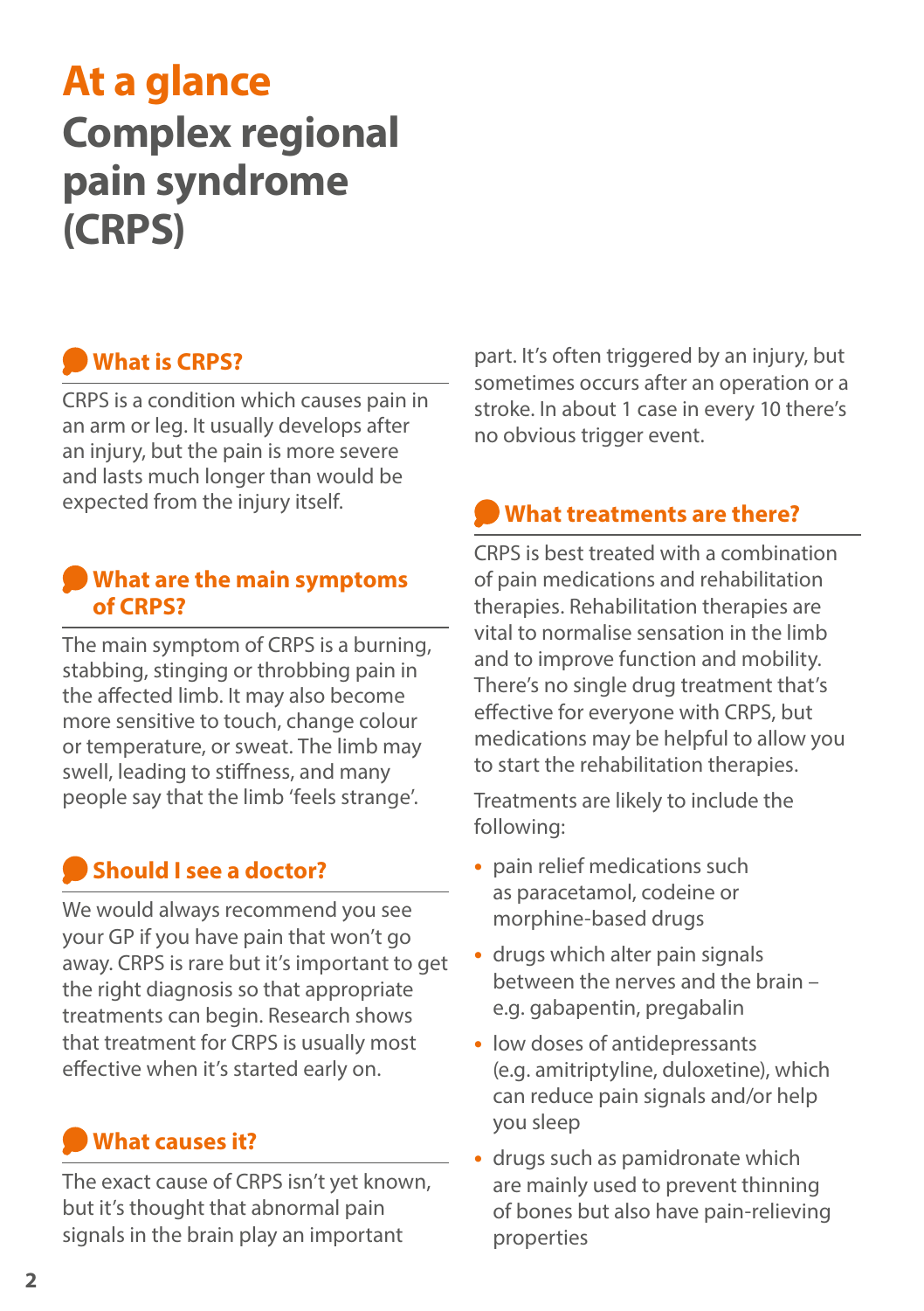# At a glance
# Complex regional pain syndrome (CRPS)

## What is CRPS?

CRPS is a condition which causes pain in an arm or leg. It usually develops after an injury, but the pain is more severe and lasts much longer than would be expected from the injury itself.

## What are the main symptoms of CRPS?

The main symptom of CRPS is a burning, stabbing, stinging or throbbing pain in the affected limb. It may also become more sensitive to touch, change colour or temperature, or sweat. The limb may swell, leading to stiffness, and many people say that the limb 'feels strange'.

## Should I see a doctor?

We would always recommend you see your GP if you have pain that won't go away. CRPS is rare but it's important to get the right diagnosis so that appropriate treatments can begin. Research shows that treatment for CRPS is usually most effective when it's started early on.

## What causes it?

The exact cause of CRPS isn't yet known, but it's thought that abnormal pain signals in the brain play an important part. It's often triggered by an injury, but sometimes occurs after an operation or a stroke. In about 1 case in every 10 there's no obvious trigger event.

## What treatments are there?

CRPS is best treated with a combination of pain medications and rehabilitation therapies. Rehabilitation therapies are vital to normalise sensation in the limb and to improve function and mobility. There's no single drug treatment that's effective for everyone with CRPS, but medications may be helpful to allow you to start the rehabilitation therapies.

Treatments are likely to include the following:

- pain relief medications such as paracetamol, codeine or morphine-based drugs
- drugs which alter pain signals between the nerves and the brain – e.g. gabapentin, pregabalin
- low doses of antidepressants (e.g. amitriptyline, duloxetine), which can reduce pain signals and/or help you sleep
- drugs such as pamidronate which are mainly used to prevent thinning of bones but also have pain-relieving properties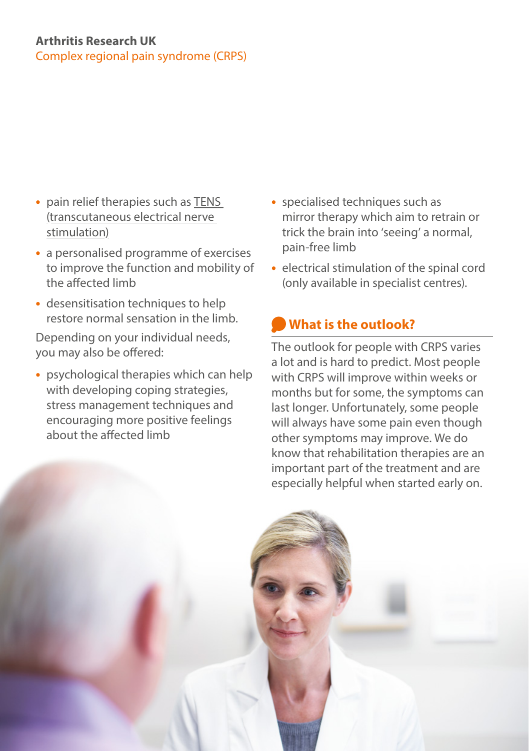- pain relief therapies such as TENS (transcutaneous electrical nerve stimulation)
- a personalised programme of exercises to improve the function and mobility of the affected limb
- desensitisation techniques to help restore normal sensation in the limb.

Depending on your individual needs, you may also be offered:

- psychological therapies which can help with developing coping strategies, stress management techniques and encouraging more positive feelings about the affected limb
- specialised techniques such as mirror therapy which aim to retrain or trick the brain into 'seeing' a normal, pain-free limb
- electrical stimulation of the spinal cord (only available in specialist centres).

## What is the outlook?

The outlook for people with CRPS varies a lot and is hard to predict. Most people with CRPS will improve within weeks or months but for some, the symptoms can last longer. Unfortunately, some people will always have some pain even though other symptoms may improve. We do know that rehabilitation therapies are an important part of the treatment and are especially helpful when started early on.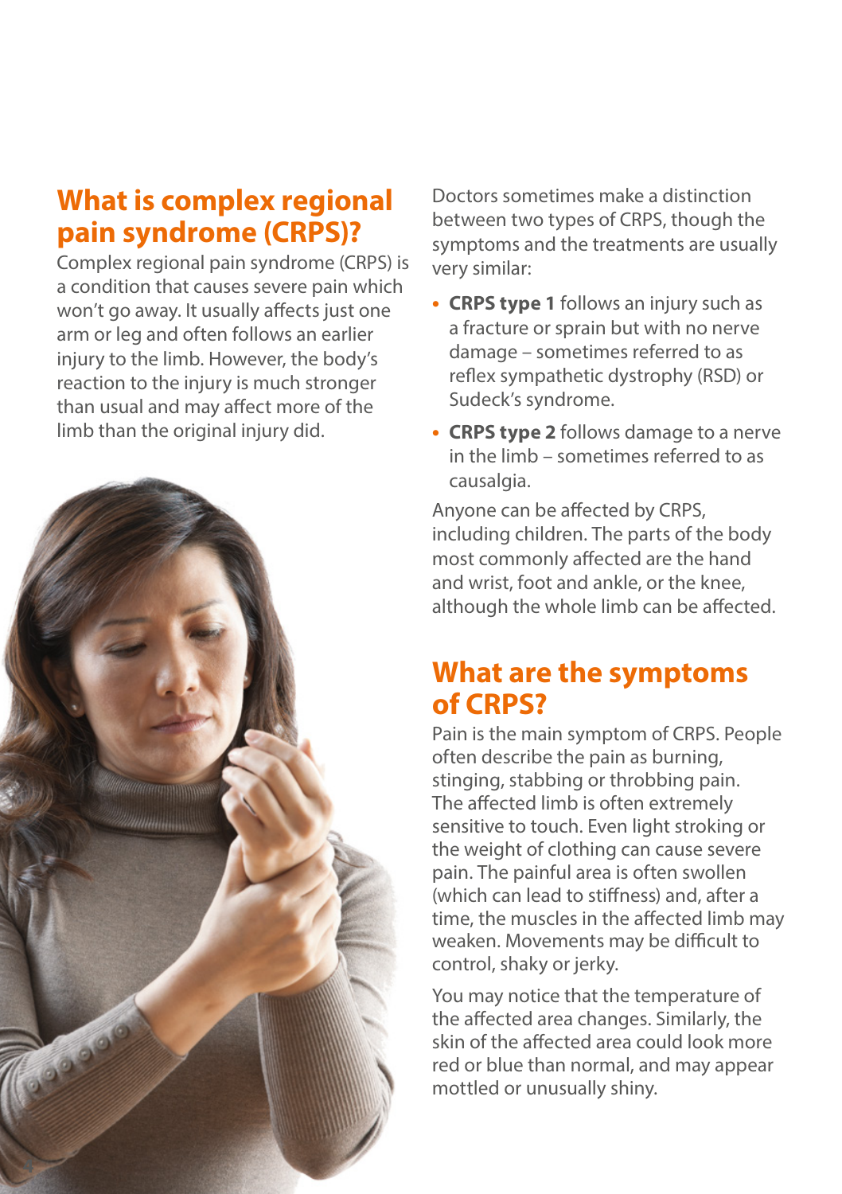## What is complex regional pain syndrome (CRPS)?

Complex regional pain syndrome (CRPS) is a condition that causes severe pain which won't go away. It usually affects just one arm or leg and often follows an earlier injury to the limb. However, the body's reaction to the injury is much stronger than usual and may affect more of the limb than the original injury did.

Doctors sometimes make a distinction between two types of CRPS, though the symptoms and the treatments are usually very similar:

- **CRPS type 1** follows an injury such as a fracture or sprain but with no nerve damage – sometimes referred to as reflex sympathetic dystrophy (RSD) or Sudeck's syndrome.
- **CRPS type 2** follows damage to a nerve in the limb – sometimes referred to as causalgia.

Anyone can be affected by CRPS, including children. The parts of the body most commonly affected are the hand and wrist, foot and ankle, or the knee, although the whole limb can be affected.

## What are the symptoms of CRPS?

Pain is the main symptom of CRPS. People often describe the pain as burning, stinging, stabbing or throbbing pain. The affected limb is often extremely sensitive to touch. Even light stroking or the weight of clothing can cause severe pain. The painful area is often swollen (which can lead to stiffness) and, after a time, the muscles in the affected limb may weaken. Movements may be difficult to control, shaky or jerky.

You may notice that the temperature of the affected area changes. Similarly, the skin of the affected area could look more red or blue than normal, and may appear mottled or unusually shiny.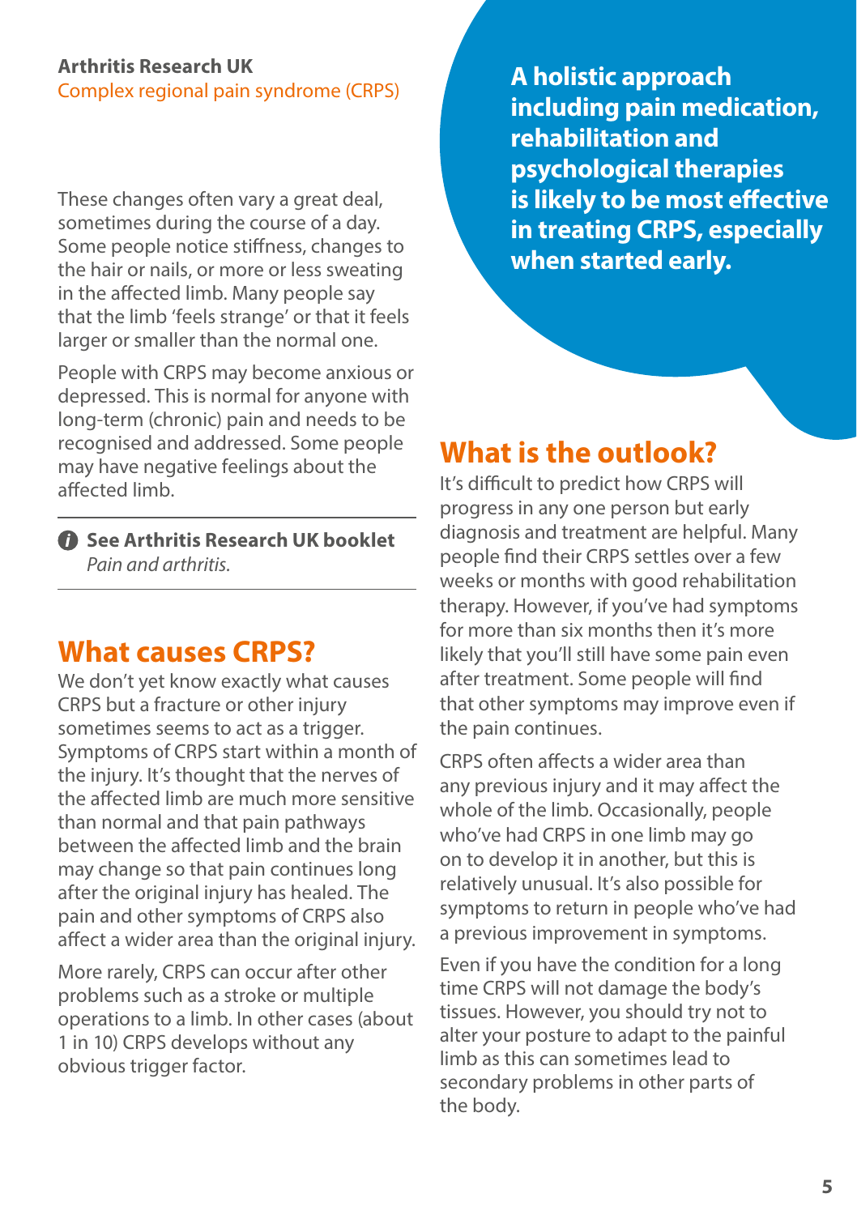These changes often vary a great deal, sometimes during the course of a day. Some people notice stiffness, changes to the hair or nails, or more or less sweating in the affected limb. Many people say that the limb 'feels strange' or that it feels larger or smaller than the normal one.

People with CRPS may become anxious or depressed. This is normal for anyone with long-term (chronic) pain and needs to be recognised and addressed. Some people may have negative feelings about the affected limb.

**See Arthritis Research UK booklet** *Pain and arthritis.*

## What causes CRPS?

We don't yet know exactly what causes CRPS but a fracture or other injury sometimes seems to act as a trigger. Symptoms of CRPS start within a month of the injury. It's thought that the nerves of the affected limb are much more sensitive than normal and that pain pathways between the affected limb and the brain may change so that pain continues long after the original injury has healed. The pain and other symptoms of CRPS also affect a wider area than the original injury.

More rarely, CRPS can occur after other problems such as a stroke or multiple operations to a limb. In other cases (about 1 in 10) CRPS develops without any obvious trigger factor.

**A holistic approach including pain medication, rehabilitation and psychological therapies is likely to be most effective in treating CRPS, especially when started early.**

## What is the outlook?

It's difficult to predict how CRPS will progress in any one person but early diagnosis and treatment are helpful. Many people find their CRPS settles over a few weeks or months with good rehabilitation therapy. However, if you've had symptoms for more than six months then it's more likely that you'll still have some pain even after treatment. Some people will find that other symptoms may improve even if the pain continues.

CRPS often affects a wider area than any previous injury and it may affect the whole of the limb. Occasionally, people who've had CRPS in one limb may go on to develop it in another, but this is relatively unusual. It's also possible for symptoms to return in people who've had a previous improvement in symptoms.

Even if you have the condition for a long time CRPS will not damage the body's tissues. However, you should try not to alter your posture to adapt to the painful limb as this can sometimes lead to secondary problems in other parts of the body.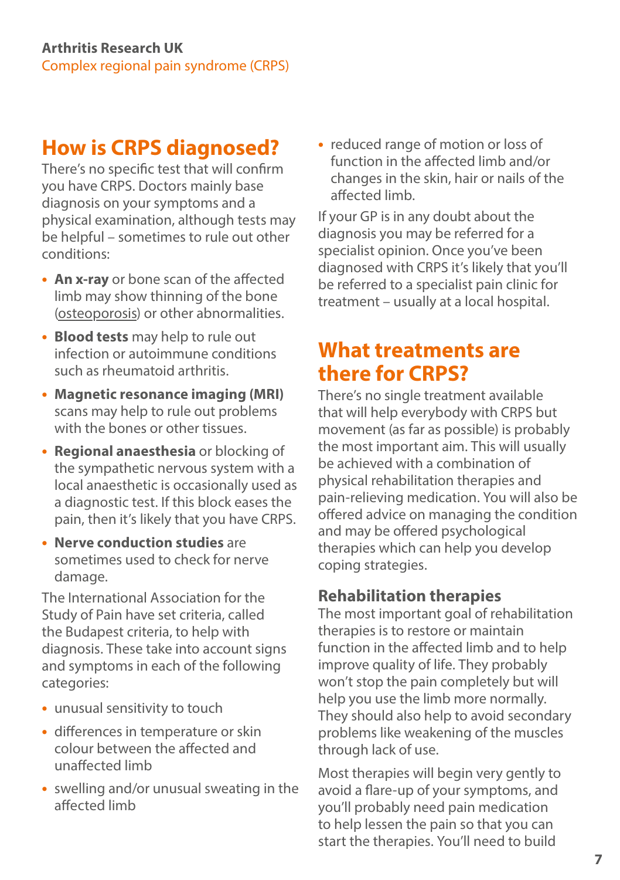## How is CRPS diagnosed?

There's no specific test that will confirm you have CRPS. Doctors mainly base diagnosis on your symptoms and a physical examination, although tests may be helpful – sometimes to rule out other conditions:

- **An x-ray** or bone scan of the affected limb may show thinning of the bone (osteoporosis) or other abnormalities.
- **Blood tests** may help to rule out infection or autoimmune conditions such as rheumatoid arthritis.
- **Magnetic resonance imaging (MRI)** scans may help to rule out problems with the bones or other tissues.
- **Regional anaesthesia** or blocking of the sympathetic nervous system with a local anaesthetic is occasionally used as a diagnostic test. If this block eases the pain, then it's likely that you have CRPS.
- **Nerve conduction studies** are sometimes used to check for nerve damage.

The International Association for the Study of Pain have set criteria, called the Budapest criteria, to help with diagnosis. These take into account signs and symptoms in each of the following categories:

- unusual sensitivity to touch
- differences in temperature or skin colour between the affected and unaffected limb
- swelling and/or unusual sweating in the affected limb
- reduced range of motion or loss of function in the affected limb and/or changes in the skin, hair or nails of the affected limb.

If your GP is in any doubt about the diagnosis you may be referred for a specialist opinion. Once you've been diagnosed with CRPS it's likely that you'll be referred to a specialist pain clinic for treatment – usually at a local hospital.

## What treatments are there for CRPS?

There's no single treatment available that will help everybody with CRPS but movement (as far as possible) is probably the most important aim. This will usually be achieved with a combination of physical rehabilitation therapies and pain-relieving medication. You will also be offered advice on managing the condition and may be offered psychological therapies which can help you develop coping strategies.

### Rehabilitation therapies

The most important goal of rehabilitation therapies is to restore or maintain function in the affected limb and to help improve quality of life. They probably won't stop the pain completely but will help you use the limb more normally. They should also help to avoid secondary problems like weakening of the muscles through lack of use.

Most therapies will begin very gently to avoid a flare-up of your symptoms, and you'll probably need pain medication to help lessen the pain so that you can start the therapies. You'll need to build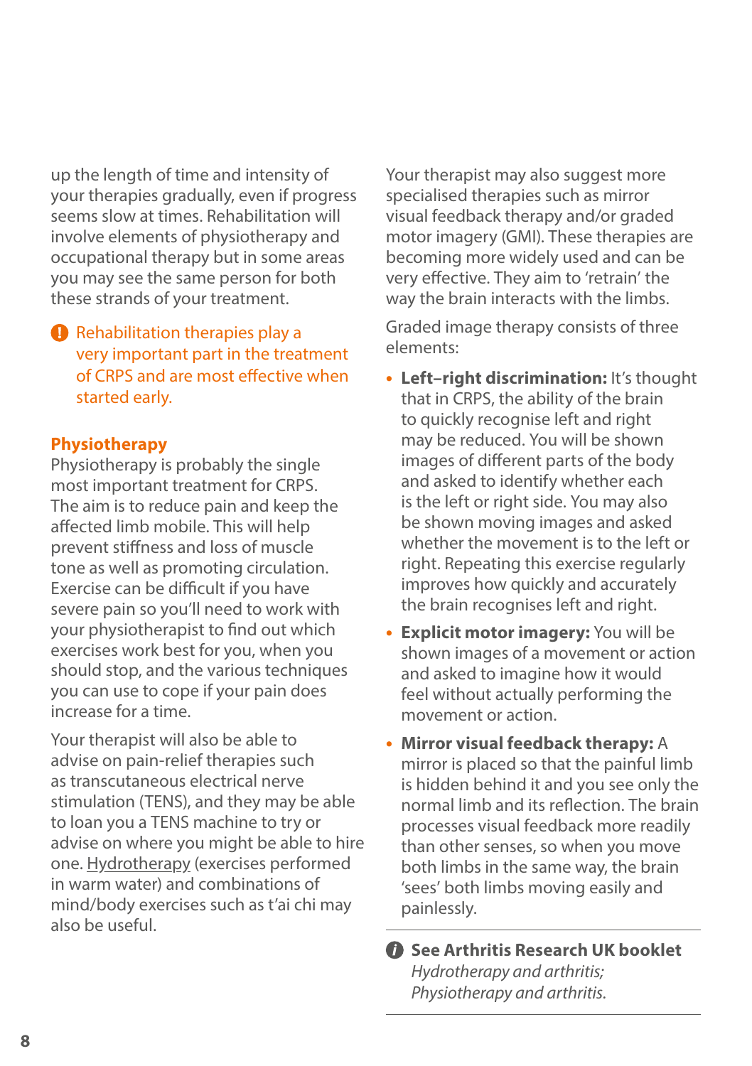up the length of time and intensity of your therapies gradually, even if progress seems slow at times. Rehabilitation will involve elements of physiotherapy and occupational therapy but in some areas you may see the same person for both these strands of your treatment.

> Rehabilitation therapies play a very important part in the treatment of CRPS and are most effective when started early.

## Physiotherapy

Physiotherapy is probably the single most important treatment for CRPS. The aim is to reduce pain and keep the affected limb mobile. This will help prevent stiffness and loss of muscle tone as well as promoting circulation. Exercise can be difficult if you have severe pain so you'll need to work with your physiotherapist to find out which exercises work best for you, when you should stop, and the various techniques you can use to cope if your pain does increase for a time.

Your therapist will also be able to advise on pain-relief therapies such as transcutaneous electrical nerve stimulation (TENS), and they may be able to loan you a TENS machine to try or advise on where you might be able to hire one. Hydrotherapy (exercises performed in warm water) and combinations of mind/body exercises such as t'ai chi may also be useful.

Your therapist may also suggest more specialised therapies such as mirror visual feedback therapy and/or graded motor imagery (GMI). These therapies are becoming more widely used and can be very effective. They aim to 'retrain' the way the brain interacts with the limbs.

Graded image therapy consists of three elements:

- **Left–right discrimination:** It's thought that in CRPS, the ability of the brain to quickly recognise left and right may be reduced. You will be shown images of different parts of the body and asked to identify whether each is the left or right side. You may also be shown moving images and asked whether the movement is to the left or right. Repeating this exercise regularly improves how quickly and accurately the brain recognises left and right.
- **Explicit motor imagery:** You will be shown images of a movement or action and asked to imagine how it would feel without actually performing the movement or action.
- **Mirror visual feedback therapy:** A mirror is placed so that the painful limb is hidden behind it and you see only the normal limb and its reflection. The brain processes visual feedback more readily than other senses, so when you move both limbs in the same way, the brain 'sees' both limbs moving easily and painlessly.

---

**See Arthritis Research UK booklet** *Hydrotherapy and arthritis; Physiotherapy and arthritis.*

---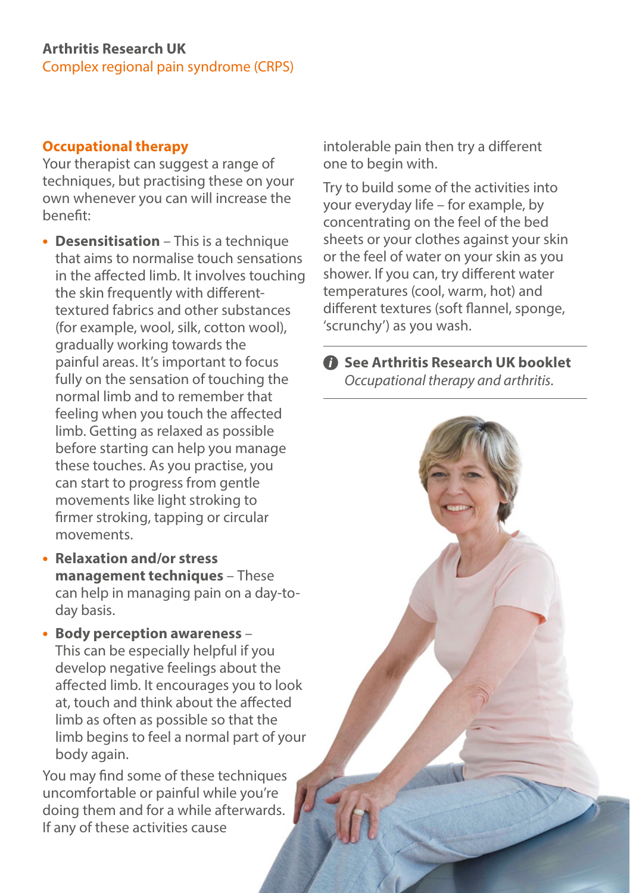## Occupational therapy

Your therapist can suggest a range of techniques, but practising these on your own whenever you can will increase the benefit:

- **Desensitisation** – This is a technique that aims to normalise touch sensations in the affected limb. It involves touching the skin frequently with different-textured fabrics and other substances (for example, wool, silk, cotton wool), gradually working towards the painful areas. It's important to focus fully on the sensation of touching the normal limb and to remember that feeling when you touch the affected limb. Getting as relaxed as possible before starting can help you manage these touches. As you practise, you can start to progress from gentle movements like light stroking to firmer stroking, tapping or circular movements.
- **Relaxation and/or stress management techniques** – These can help in managing pain on a day-to-day basis.
- **Body perception awareness** – This can be especially helpful if you develop negative feelings about the affected limb. It encourages you to look at, touch and think about the affected limb as often as possible so that the limb begins to feel a normal part of your body again.

You may find some of these techniques uncomfortable or painful while you're doing them and for a while afterwards. If any of these activities cause intolerable pain then try a different one to begin with.

Try to build some of the activities into your everyday life – for example, by concentrating on the feel of the bed sheets or your clothes against your skin or the feel of water on your skin as you shower. If you can, try different water temperatures (cool, warm, hot) and different textures (soft flannel, sponge, 'scrunchy') as you wash.

**See Arthritis Research UK booklet** *Occupational therapy and arthritis.*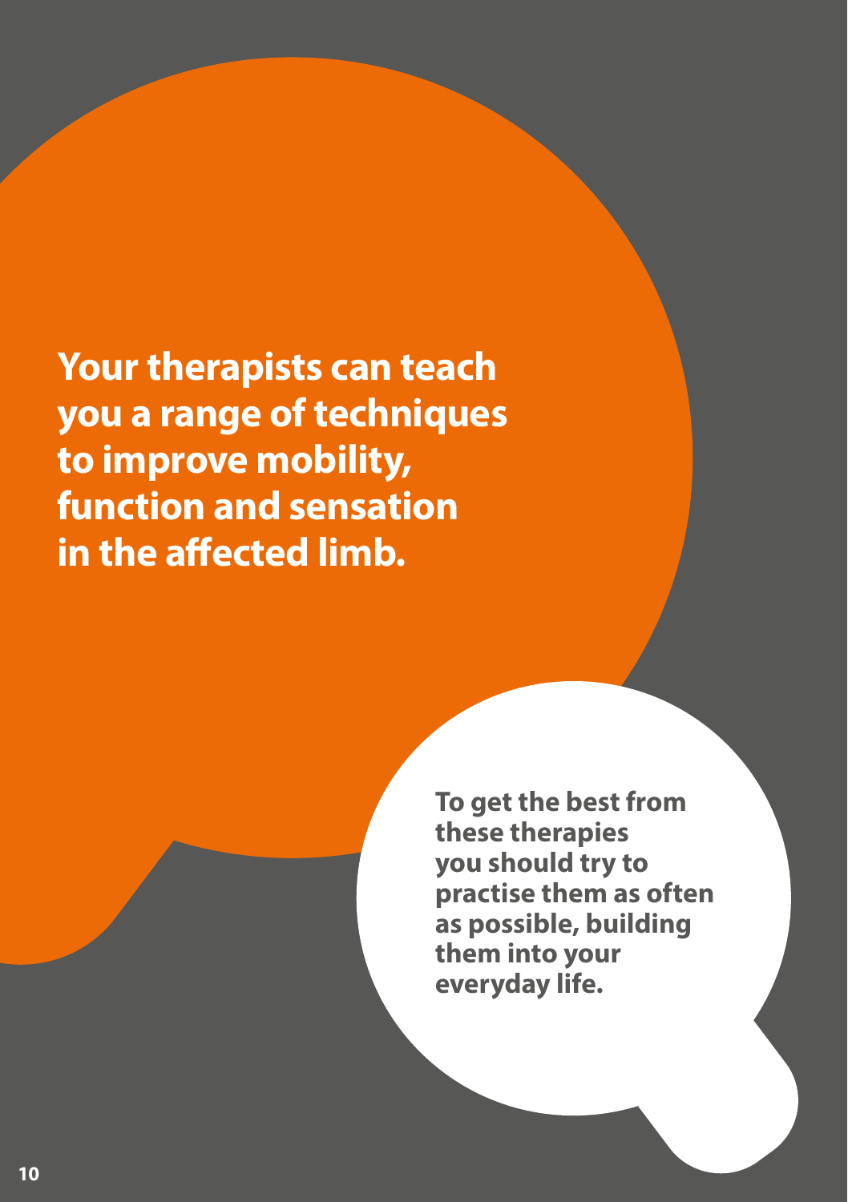**Your therapists can teach you a range of techniques to improve mobility, function and sensation in the affected limb.**

**To get the best from these therapies you should try to practise them as often as possible, building them into your everyday life.**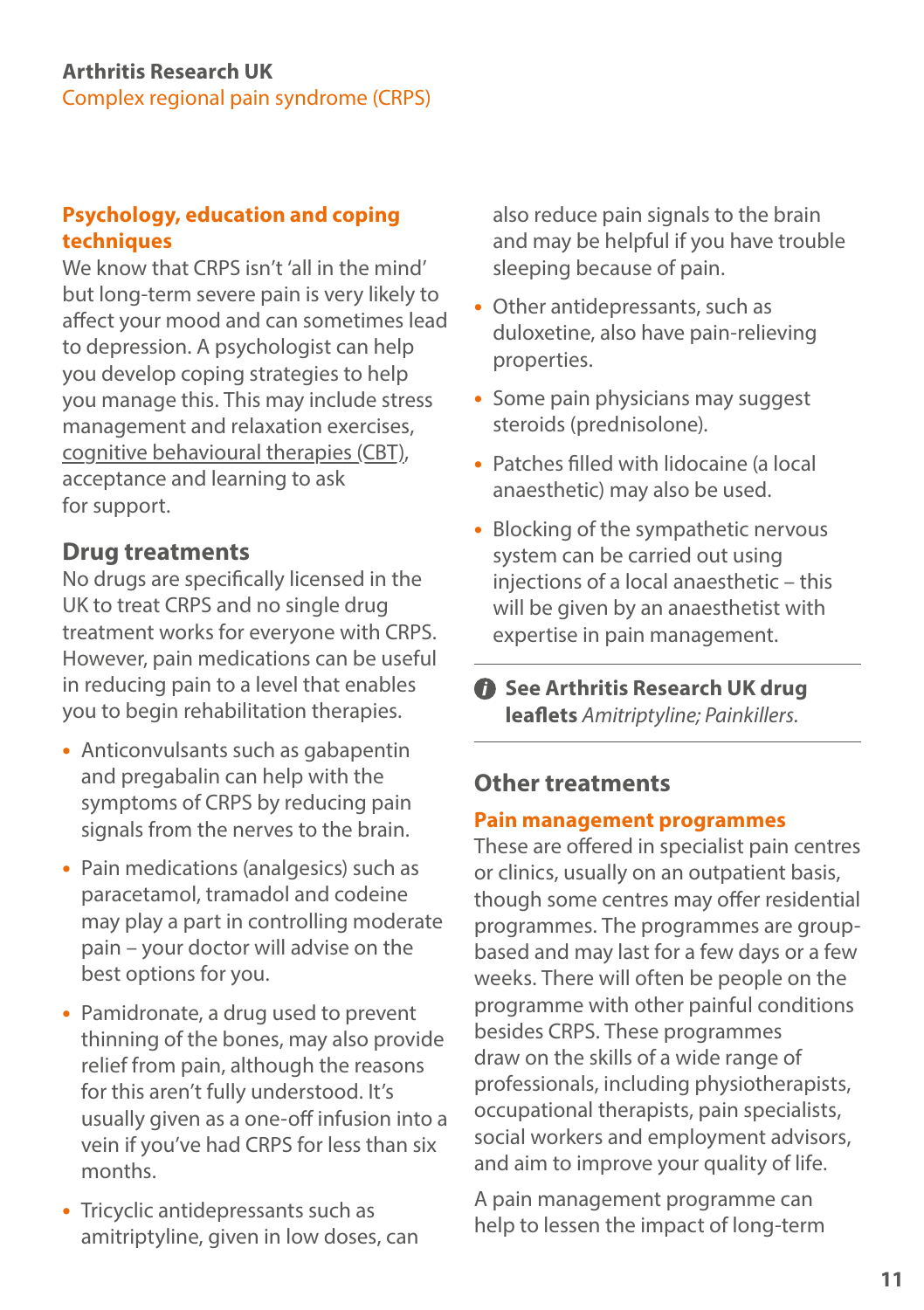### Psychology, education and coping techniques

We know that CRPS isn't 'all in the mind' but long-term severe pain is very likely to affect your mood and can sometimes lead to depression. A psychologist can help you develop coping strategies to help you manage this. This may include stress management and relaxation exercises, cognitive behavioural therapies (CBT), acceptance and learning to ask for support.

## Drug treatments

No drugs are specifically licensed in the UK to treat CRPS and no single drug treatment works for everyone with CRPS. However, pain medications can be useful in reducing pain to a level that enables you to begin rehabilitation therapies.

- Anticonvulsants such as gabapentin and pregabalin can help with the symptoms of CRPS by reducing pain signals from the nerves to the brain.
- Pain medications (analgesics) such as paracetamol, tramadol and codeine may play a part in controlling moderate pain – your doctor will advise on the best options for you.
- Pamidronate, a drug used to prevent thinning of the bones, may also provide relief from pain, although the reasons for this aren't fully understood. It's usually given as a one-off infusion into a vein if you've had CRPS for less than six months.
- Tricyclic antidepressants such as amitriptyline, given in low doses, can also reduce pain signals to the brain and may be helpful if you have trouble sleeping because of pain.
- Other antidepressants, such as duloxetine, also have pain-relieving properties.
- Some pain physicians may suggest steroids (prednisolone).
- Patches filled with lidocaine (a local anaesthetic) may also be used.
- Blocking of the sympathetic nervous system can be carried out using injections of a local anaesthetic – this will be given by an anaesthetist with expertise in pain management.

**See Arthritis Research UK drug leaflets** *Amitriptyline; Painkillers.*

## Other treatments

### Pain management programmes

These are offered in specialist pain centres or clinics, usually on an outpatient basis, though some centres may offer residential programmes. The programmes are group-based and may last for a few days or a few weeks. There will often be people on the programme with other painful conditions besides CRPS. These programmes draw on the skills of a wide range of professionals, including physiotherapists, occupational therapists, pain specialists, social workers and employment advisors, and aim to improve your quality of life.

A pain management programme can help to lessen the impact of long-term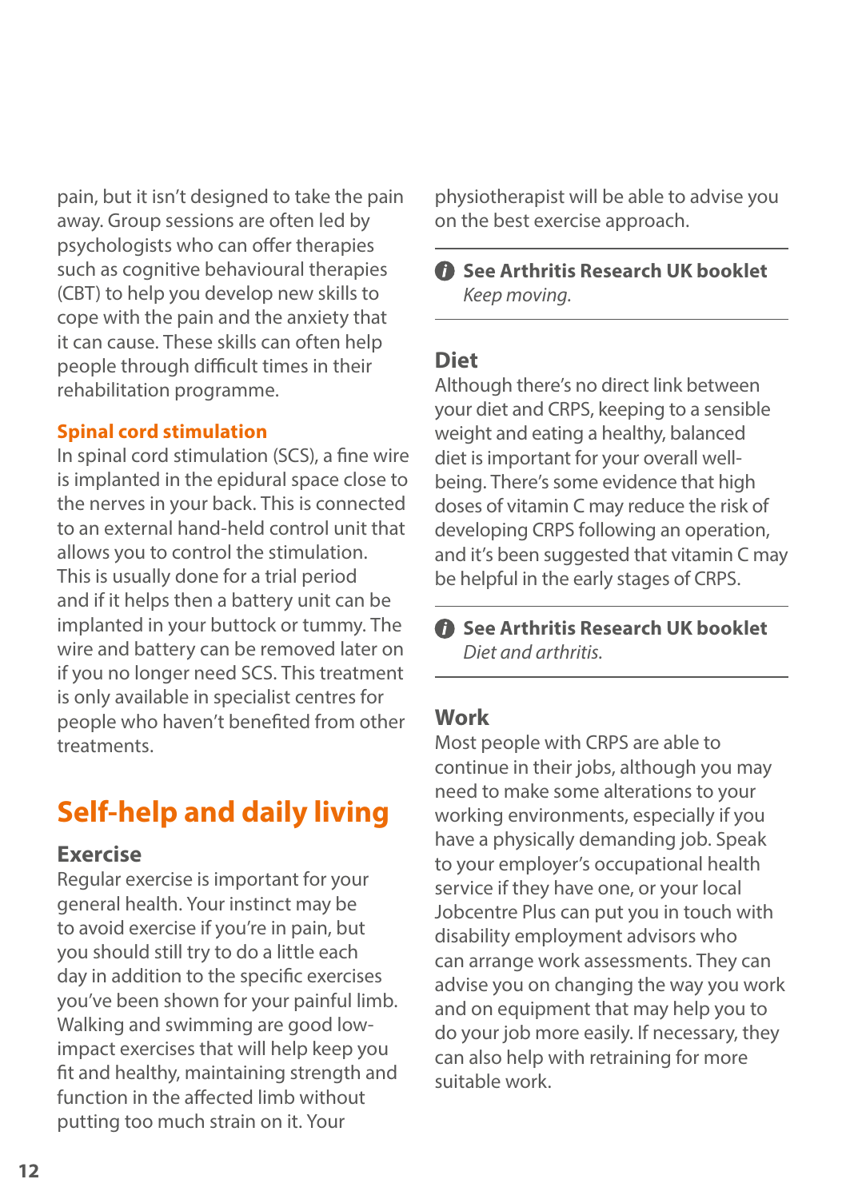pain, but it isn't designed to take the pain away. Group sessions are often led by psychologists who can offer therapies such as cognitive behavioural therapies (CBT) to help you develop new skills to cope with the pain and the anxiety that it can cause. These skills can often help people through difficult times in their rehabilitation programme.

### Spinal cord stimulation

In spinal cord stimulation (SCS), a fine wire is implanted in the epidural space close to the nerves in your back. This is connected to an external hand-held control unit that allows you to control the stimulation. This is usually done for a trial period and if it helps then a battery unit can be implanted in your buttock or tummy. The wire and battery can be removed later on if you no longer need SCS. This treatment is only available in specialist centres for people who haven't benefited from other treatments.

## Self-help and daily living

### Exercise

Regular exercise is important for your general health. Your instinct may be to avoid exercise if you're in pain, but you should still try to do a little each day in addition to the specific exercises you've been shown for your painful limb. Walking and swimming are good low-impact exercises that will help keep you fit and healthy, maintaining strength and function in the affected limb without putting too much strain on it. Your physiotherapist will be able to advise you on the best exercise approach.

**See Arthritis Research UK booklet** *Keep moving.*

### Diet

Although there's no direct link between your diet and CRPS, keeping to a sensible weight and eating a healthy, balanced diet is important for your overall well-being. There's some evidence that high doses of vitamin C may reduce the risk of developing CRPS following an operation, and it's been suggested that vitamin C may be helpful in the early stages of CRPS.

**See Arthritis Research UK booklet** *Diet and arthritis.*

### Work

Most people with CRPS are able to continue in their jobs, although you may need to make some alterations to your working environments, especially if you have a physically demanding job. Speak to your employer's occupational health service if they have one, or your local Jobcentre Plus can put you in touch with disability employment advisors who can arrange work assessments. They can advise you on changing the way you work and on equipment that may help you to do your job more easily. If necessary, they can also help with retraining for more suitable work.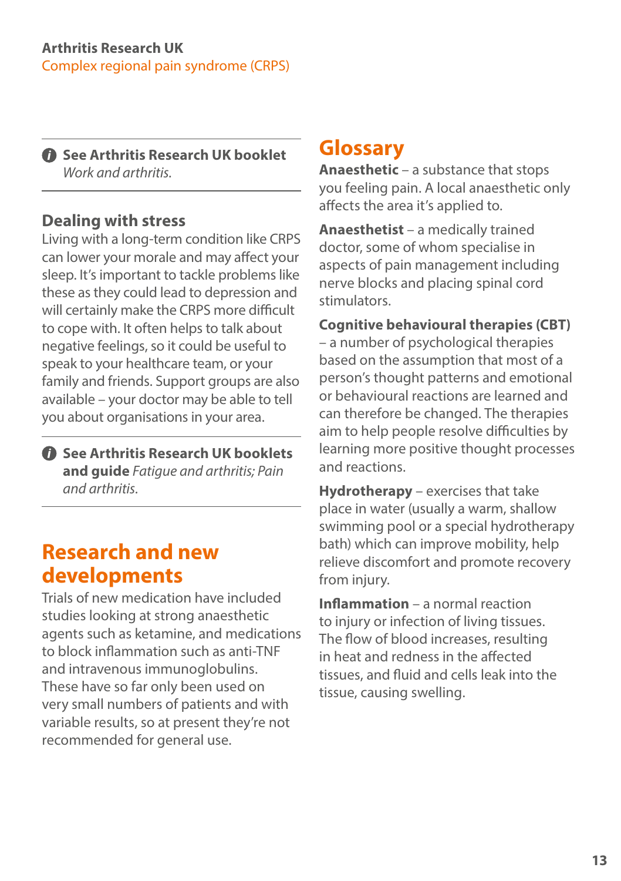ⓘ **See Arthritis Research UK booklet** *Work and arthritis.*

### Dealing with stress

Living with a long-term condition like CRPS can lower your morale and may affect your sleep. It's important to tackle problems like these as they could lead to depression and will certainly make the CRPS more difficult to cope with. It often helps to talk about negative feelings, so it could be useful to speak to your healthcare team, or your family and friends. Support groups are also available – your doctor may be able to tell you about organisations in your area.

ⓘ **See Arthritis Research UK booklets and guide** *Fatigue and arthritis; Pain and arthritis.*

## Research and new developments

Trials of new medication have included studies looking at strong anaesthetic agents such as ketamine, and medications to block inflammation such as anti-TNF and intravenous immunoglobulins. These have so far only been used on very small numbers of patients and with variable results, so at present they're not recommended for general use.

## Glossary

**Anaesthetic** – a substance that stops you feeling pain. A local anaesthetic only affects the area it's applied to.

**Anaesthetist** – a medically trained doctor, some of whom specialise in aspects of pain management including nerve blocks and placing spinal cord stimulators.

**Cognitive behavioural therapies (CBT)** – a number of psychological therapies based on the assumption that most of a person's thought patterns and emotional or behavioural reactions are learned and can therefore be changed. The therapies aim to help people resolve difficulties by learning more positive thought processes and reactions.

**Hydrotherapy** – exercises that take place in water (usually a warm, shallow swimming pool or a special hydrotherapy bath) which can improve mobility, help relieve discomfort and promote recovery from injury.

**Inflammation** – a normal reaction to injury or infection of living tissues. The flow of blood increases, resulting in heat and redness in the affected tissues, and fluid and cells leak into the tissue, causing swelling.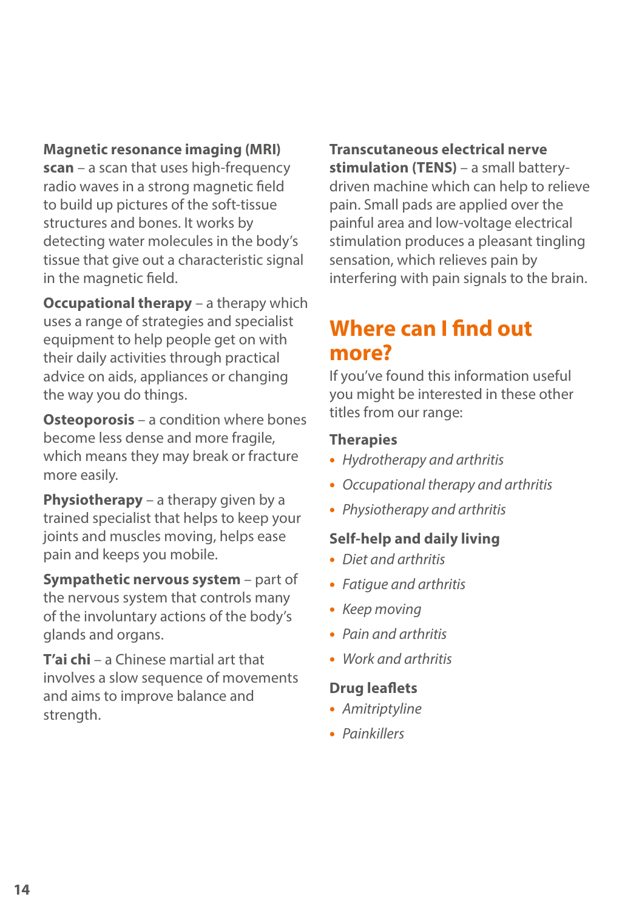**Magnetic resonance imaging (MRI) scan** – a scan that uses high-frequency radio waves in a strong magnetic field to build up pictures of the soft-tissue structures and bones. It works by detecting water molecules in the body's tissue that give out a characteristic signal in the magnetic field.

**Occupational therapy** – a therapy which uses a range of strategies and specialist equipment to help people get on with their daily activities through practical advice on aids, appliances or changing the way you do things.

**Osteoporosis** – a condition where bones become less dense and more fragile, which means they may break or fracture more easily.

**Physiotherapy** – a therapy given by a trained specialist that helps to keep your joints and muscles moving, helps ease pain and keeps you mobile.

**Sympathetic nervous system** – part of the nervous system that controls many of the involuntary actions of the body's glands and organs.

**T'ai chi** – a Chinese martial art that involves a slow sequence of movements and aims to improve balance and strength.

**Transcutaneous electrical nerve stimulation (TENS)** – a small battery-driven machine which can help to relieve pain. Small pads are applied over the painful area and low-voltage electrical stimulation produces a pleasant tingling sensation, which relieves pain by interfering with pain signals to the brain.

## Where can I find out more?

If you've found this information useful you might be interested in these other titles from our range:

### Therapies

- *Hydrotherapy and arthritis*
- *Occupational therapy and arthritis*
- *Physiotherapy and arthritis*

### Self-help and daily living

- *Diet and arthritis*
- *Fatigue and arthritis*
- *Keep moving*
- *Pain and arthritis*
- *Work and arthritis*

### Drug leaflets

- *Amitriptyline*
- *Painkillers*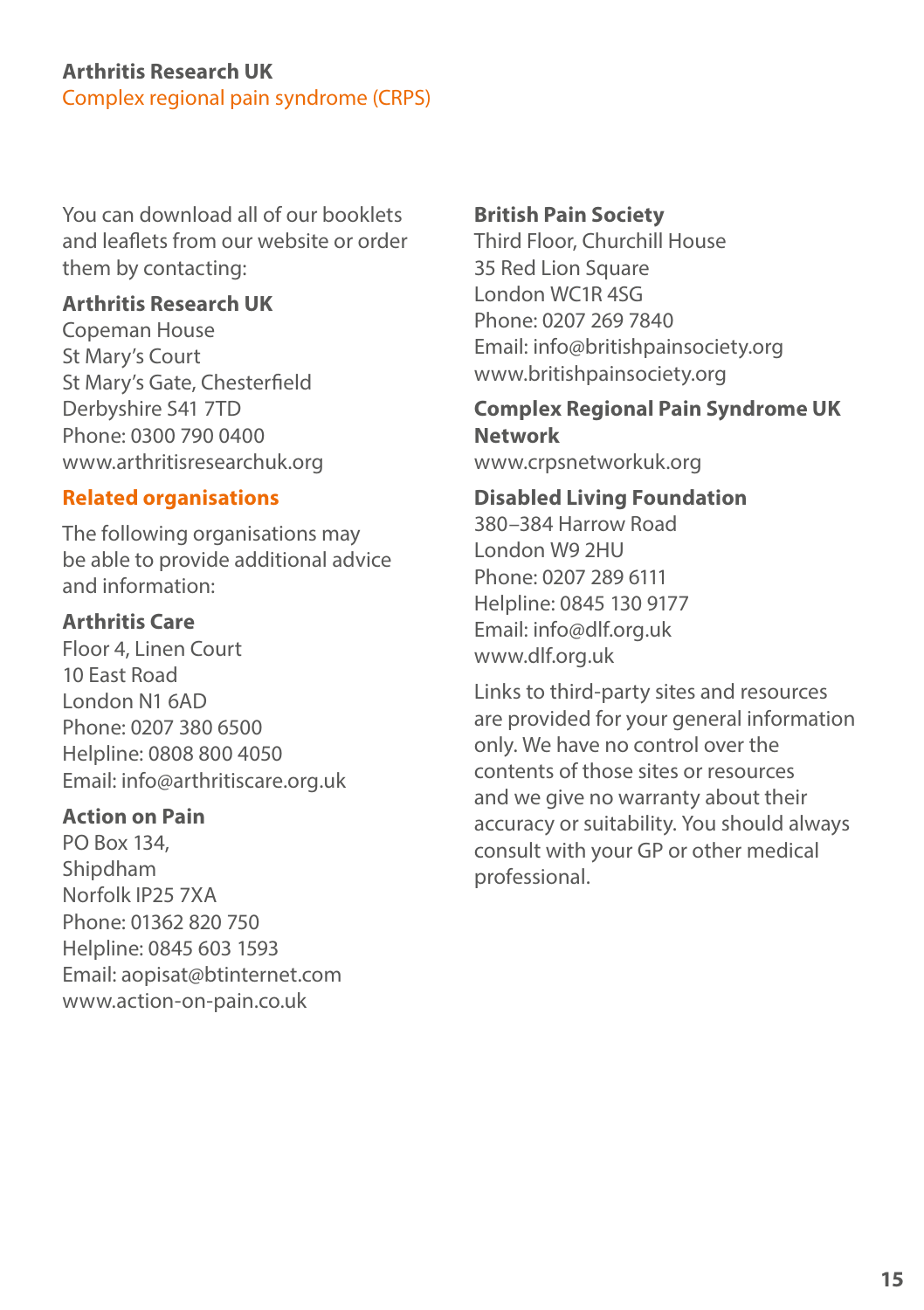You can download all of our booklets and leaflets from our website or order them by contacting:

**Arthritis Research UK**
Copeman House
St Mary's Court
St Mary's Gate, Chesterfield
Derbyshire S41 7TD
Phone: 0300 790 0400
www.arthritisresearchuk.org

## Related organisations

The following organisations may be able to provide additional advice and information:

**Arthritis Care**
Floor 4, Linen Court
10 East Road
London N1 6AD
Phone: 0207 380 6500
Helpline: 0808 800 4050
Email: info@arthritiscare.org.uk

**Action on Pain**
PO Box 134,
Shipdham
Norfolk IP25 7XA
Phone: 01362 820 750
Helpline: 0845 603 1593
Email: aopisat@btinternet.com
www.action-on-pain.co.uk

**British Pain Society**
Third Floor, Churchill House
35 Red Lion Square
London WC1R 4SG
Phone: 0207 269 7840
Email: info@britishpainsociety.org
www.britishpainsociety.org

**Complex Regional Pain Syndrome UK Network**
www.crpsnetworkuk.org

**Disabled Living Foundation**
380–384 Harrow Road
London W9 2HU
Phone: 0207 289 6111
Helpline: 0845 130 9177
Email: info@dlf.org.uk
www.dlf.org.uk

Links to third-party sites and resources are provided for your general information only. We have no control over the contents of those sites or resources and we give no warranty about their accuracy or suitability. You should always consult with your GP or other medical professional.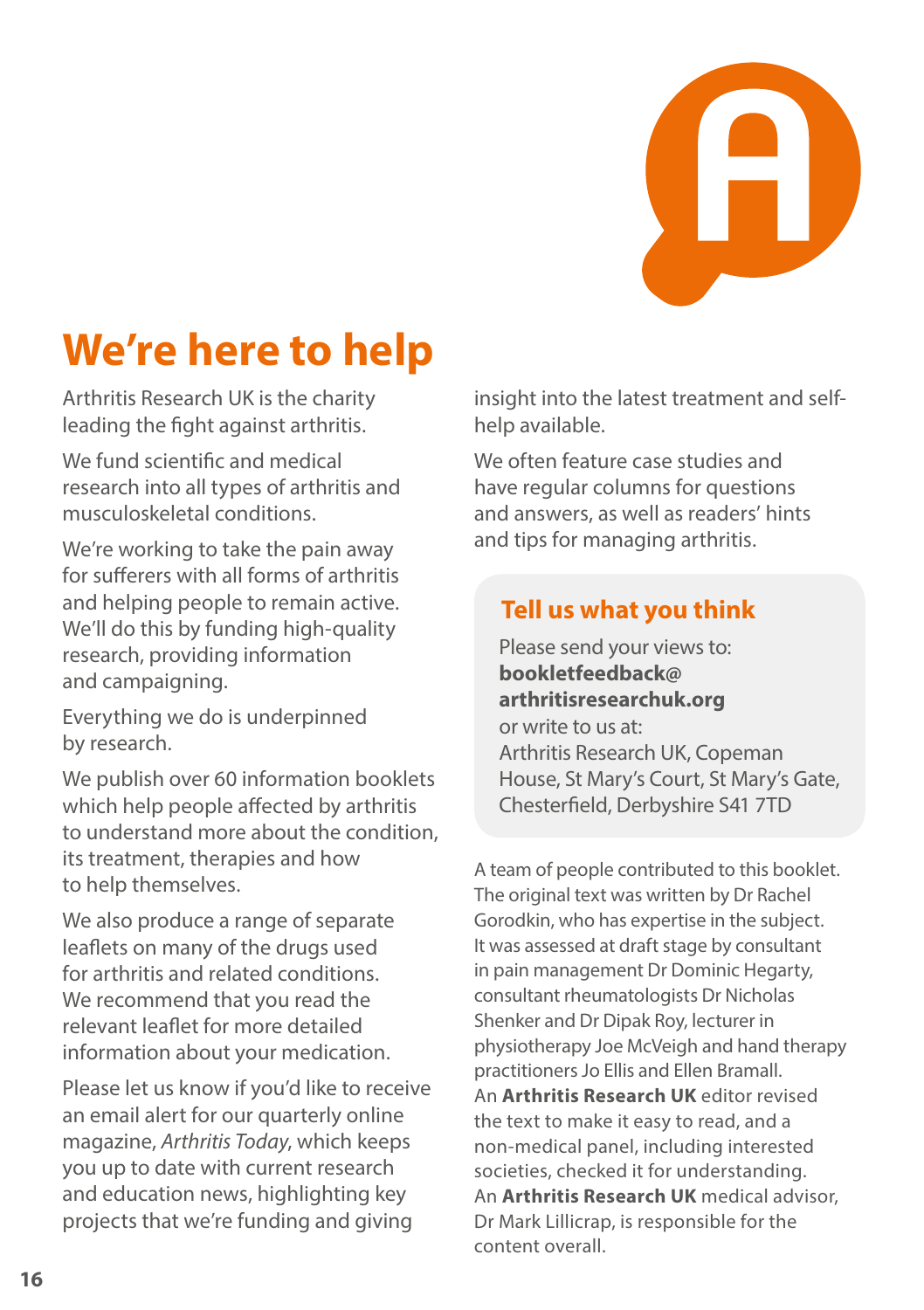# We're here to help

Arthritis Research UK is the charity leading the fight against arthritis.

We fund scientific and medical research into all types of arthritis and musculoskeletal conditions.

We're working to take the pain away for sufferers with all forms of arthritis and helping people to remain active. We'll do this by funding high-quality research, providing information and campaigning.

Everything we do is underpinned by research.

We publish over 60 information booklets which help people affected by arthritis to understand more about the condition, its treatment, therapies and how to help themselves.

We also produce a range of separate leaflets on many of the drugs used for arthritis and related conditions. We recommend that you read the relevant leaflet for more detailed information about your medication.

Please let us know if you'd like to receive an email alert for our quarterly online magazine, *Arthritis Today*, which keeps you up to date with current research and education news, highlighting key projects that we're funding and giving insight into the latest treatment and self-help available.

We often feature case studies and have regular columns for questions and answers, as well as readers' hints and tips for managing arthritis.

## Tell us what you think

Please send your views to:
**bookletfeedback@arthritisresearchuk.org**
or write to us at:
Arthritis Research UK, Copeman House, St Mary's Court, St Mary's Gate, Chesterfield, Derbyshire S41 7TD

A team of people contributed to this booklet. The original text was written by Dr Rachel Gorodkin, who has expertise in the subject. It was assessed at draft stage by consultant in pain management Dr Dominic Hegarty, consultant rheumatologists Dr Nicholas Shenker and Dr Dipak Roy, lecturer in physiotherapy Joe McVeigh and hand therapy practitioners Jo Ellis and Ellen Bramall. An **Arthritis Research UK** editor revised the text to make it easy to read, and a non-medical panel, including interested societies, checked it for understanding. An **Arthritis Research UK** medical advisor, Dr Mark Lillicrap, is responsible for the content overall.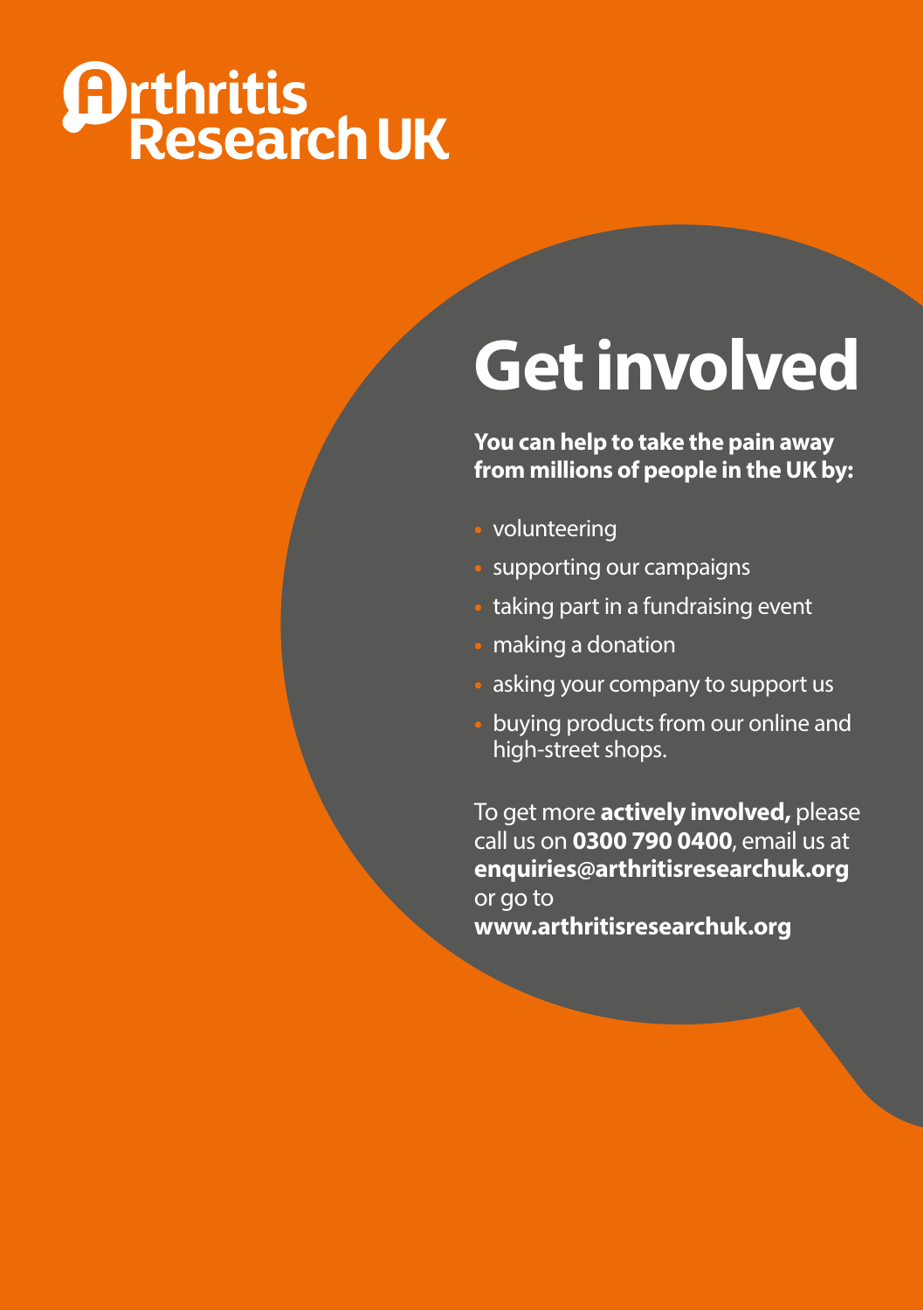Arthritis Research UK

# Get involved

**You can help to take the pain away from millions of people in the UK by:**

- volunteering
- supporting our campaigns
- taking part in a fundraising event
- making a donation
- asking your company to support us
- buying products from our online and high-street shops.

To get more **actively involved,** please call us on **0300 790 0400**, email us at **enquiries@arthritisresearchuk.org** or go to **www.arthritisresearchuk.org**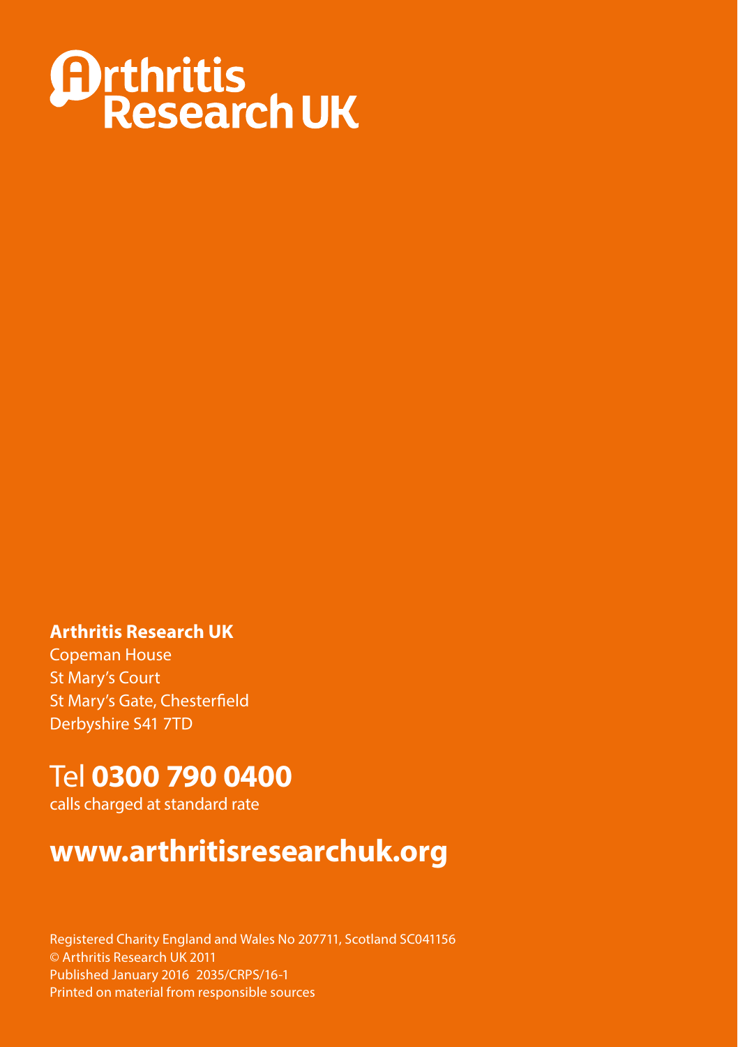# Arthritis Research UK

**Arthritis Research UK**
Copeman House
St Mary's Court
St Mary's Gate, Chesterfield
Derbyshire S41 7TD

Tel **0300 790 0400**
calls charged at standard rate

**www.arthritisresearchuk.org**

Registered Charity England and Wales No 207711, Scotland SC041156
© Arthritis Research UK 2011
Published January 2016 2035/CRPS/16-1
Printed on material from responsible sources